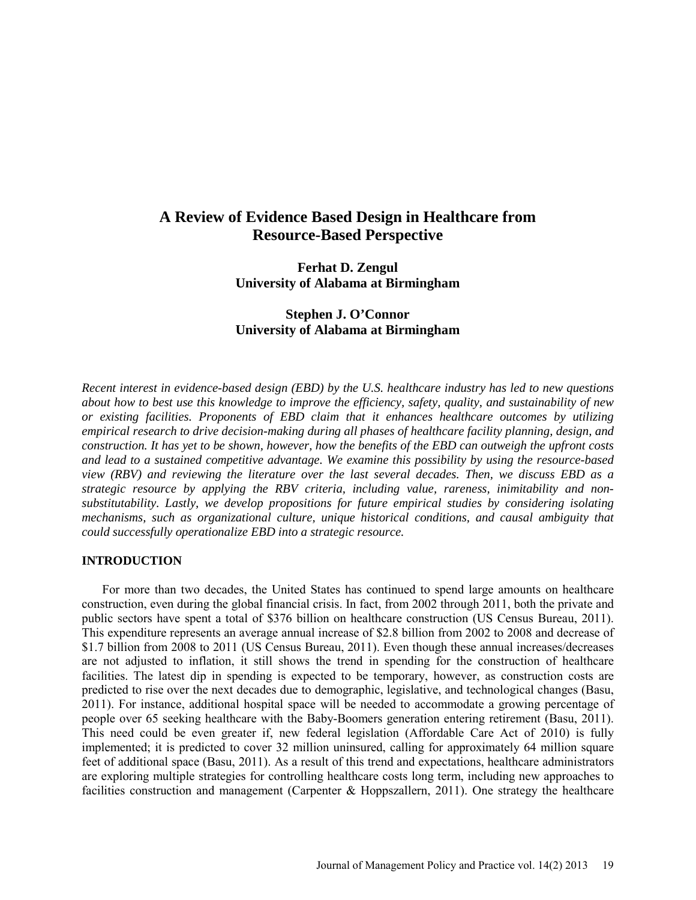# A Review of Evidence Based Design in Healthcare from Resource-Based Perspective

**Ferhat D. Zengul**
**University of Alabama at Birmingham**

**Stephen J. O'Connor**
**University of Alabama at Birmingham**

*Recent interest in evidence-based design (EBD) by the U.S. healthcare industry has led to new questions about how to best use this knowledge to improve the efficiency, safety, quality, and sustainability of new or existing facilities. Proponents of EBD claim that it enhances healthcare outcomes by utilizing empirical research to drive decision-making during all phases of healthcare facility planning, design, and construction. It has yet to be shown, however, how the benefits of the EBD can outweigh the upfront costs and lead to a sustained competitive advantage. We examine this possibility by using the resource-based view (RBV) and reviewing the literature over the last several decades. Then, we discuss EBD as a strategic resource by applying the RBV criteria, including value, rareness, inimitability and non-substitutability. Lastly, we develop propositions for future empirical studies by considering isolating mechanisms, such as organizational culture, unique historical conditions, and causal ambiguity that could successfully operationalize EBD into a strategic resource.*

## INTRODUCTION

For more than two decades, the United States has continued to spend large amounts on healthcare construction, even during the global financial crisis. In fact, from 2002 through 2011, both the private and public sectors have spent a total of $376 billion on healthcare construction (US Census Bureau, 2011). This expenditure represents an average annual increase of $2.8 billion from 2002 to 2008 and decrease of $1.7 billion from 2008 to 2011 (US Census Bureau, 2011). Even though these annual increases/decreases are not adjusted to inflation, it still shows the trend in spending for the construction of healthcare facilities. The latest dip in spending is expected to be temporary, however, as construction costs are predicted to rise over the next decades due to demographic, legislative, and technological changes (Basu, 2011). For instance, additional hospital space will be needed to accommodate a growing percentage of people over 65 seeking healthcare with the Baby-Boomers generation entering retirement (Basu, 2011). This need could be even greater if, new federal legislation (Affordable Care Act of 2010) is fully implemented; it is predicted to cover 32 million uninsured, calling for approximately 64 million square feet of additional space (Basu, 2011). As a result of this trend and expectations, healthcare administrators are exploring multiple strategies for controlling healthcare costs long term, including new approaches to facilities construction and management (Carpenter & Hoppszallern, 2011). One strategy the healthcare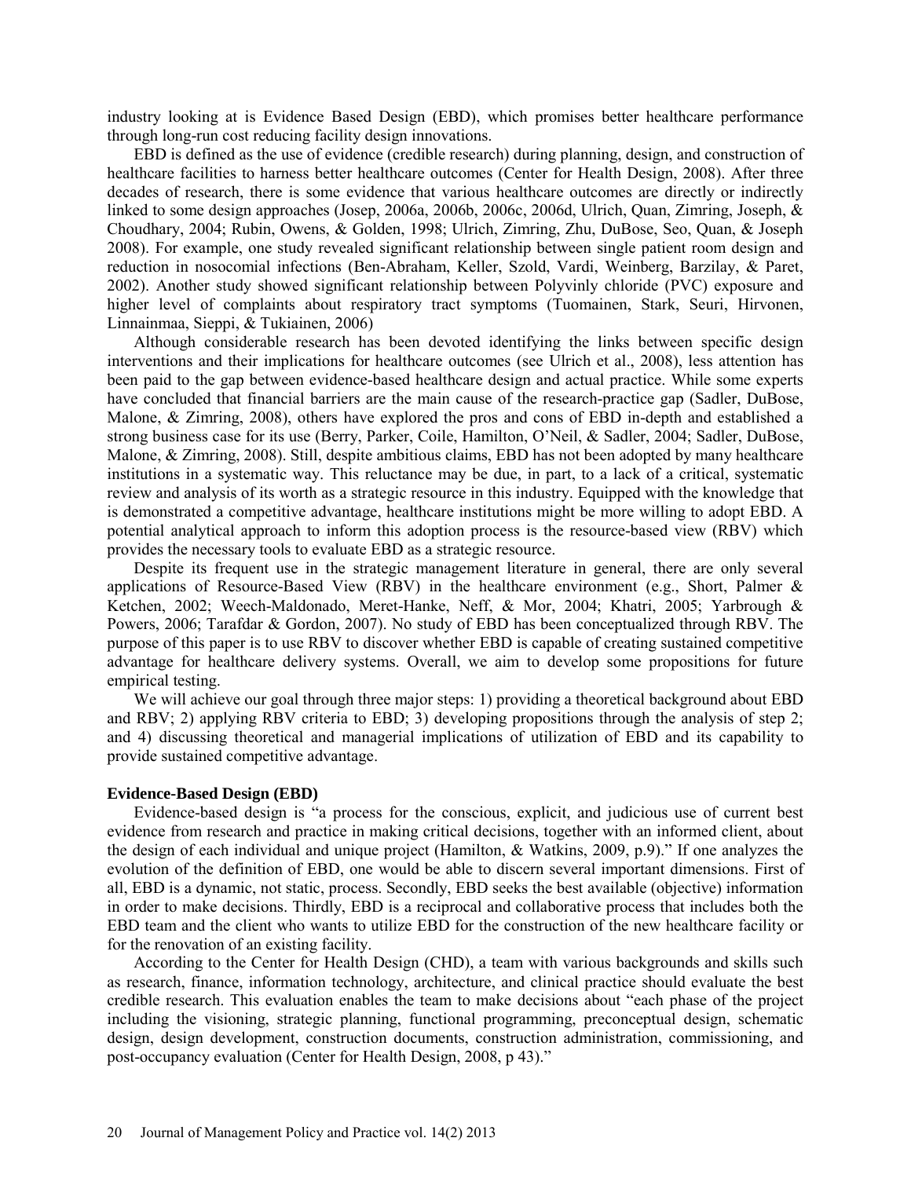industry looking at is Evidence Based Design (EBD), which promises better healthcare performance through long-run cost reducing facility design innovations.

EBD is defined as the use of evidence (credible research) during planning, design, and construction of healthcare facilities to harness better healthcare outcomes (Center for Health Design, 2008). After three decades of research, there is some evidence that various healthcare outcomes are directly or indirectly linked to some design approaches (Josep, 2006a, 2006b, 2006c, 2006d, Ulrich, Quan, Zimring, Joseph, & Choudhary, 2004; Rubin, Owens, & Golden, 1998; Ulrich, Zimring, Zhu, DuBose, Seo, Quan, & Joseph 2008). For example, one study revealed significant relationship between single patient room design and reduction in nosocomial infections (Ben-Abraham, Keller, Szold, Vardi, Weinberg, Barzilay, & Paret, 2002). Another study showed significant relationship between Polyvinly chloride (PVC) exposure and higher level of complaints about respiratory tract symptoms (Tuomainen, Stark, Seuri, Hirvonen, Linnainmaa, Sieppi, & Tukiainen, 2006)

Although considerable research has been devoted identifying the links between specific design interventions and their implications for healthcare outcomes (see Ulrich et al., 2008), less attention has been paid to the gap between evidence-based healthcare design and actual practice. While some experts have concluded that financial barriers are the main cause of the research-practice gap (Sadler, DuBose, Malone, & Zimring, 2008), others have explored the pros and cons of EBD in-depth and established a strong business case for its use (Berry, Parker, Coile, Hamilton, O'Neil, & Sadler, 2004; Sadler, DuBose, Malone, & Zimring, 2008). Still, despite ambitious claims, EBD has not been adopted by many healthcare institutions in a systematic way. This reluctance may be due, in part, to a lack of a critical, systematic review and analysis of its worth as a strategic resource in this industry. Equipped with the knowledge that is demonstrated a competitive advantage, healthcare institutions might be more willing to adopt EBD. A potential analytical approach to inform this adoption process is the resource-based view (RBV) which provides the necessary tools to evaluate EBD as a strategic resource.

Despite its frequent use in the strategic management literature in general, there are only several applications of Resource-Based View (RBV) in the healthcare environment (e.g., Short, Palmer & Ketchen, 2002; Weech-Maldonado, Meret-Hanke, Neff, & Mor, 2004; Khatri, 2005; Yarbrough & Powers, 2006; Tarafdar & Gordon, 2007). No study of EBD has been conceptualized through RBV. The purpose of this paper is to use RBV to discover whether EBD is capable of creating sustained competitive advantage for healthcare delivery systems. Overall, we aim to develop some propositions for future empirical testing.

We will achieve our goal through three major steps: 1) providing a theoretical background about EBD and RBV; 2) applying RBV criteria to EBD; 3) developing propositions through the analysis of step 2; and 4) discussing theoretical and managerial implications of utilization of EBD and its capability to provide sustained competitive advantage.

### Evidence-Based Design (EBD)

Evidence-based design is "a process for the conscious, explicit, and judicious use of current best evidence from research and practice in making critical decisions, together with an informed client, about the design of each individual and unique project (Hamilton, & Watkins, 2009, p.9)." If one analyzes the evolution of the definition of EBD, one would be able to discern several important dimensions. First of all, EBD is a dynamic, not static, process. Secondly, EBD seeks the best available (objective) information in order to make decisions. Thirdly, EBD is a reciprocal and collaborative process that includes both the EBD team and the client who wants to utilize EBD for the construction of the new healthcare facility or for the renovation of an existing facility.

According to the Center for Health Design (CHD), a team with various backgrounds and skills such as research, finance, information technology, architecture, and clinical practice should evaluate the best credible research. This evaluation enables the team to make decisions about "each phase of the project including the visioning, strategic planning, functional programming, preconceptual design, schematic design, design development, construction documents, construction administration, commissioning, and post-occupancy evaluation (Center for Health Design, 2008, p 43)."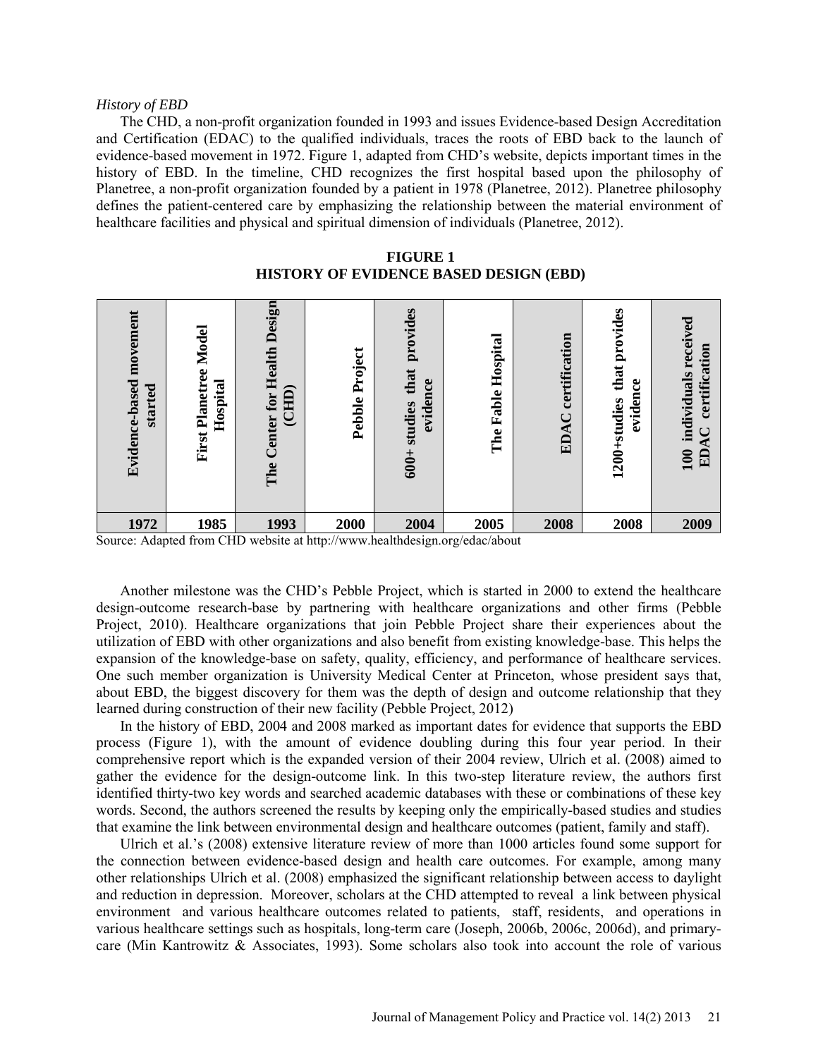*History of EBD*

The CHD, a non-profit organization founded in 1993 and issues Evidence-based Design Accreditation and Certification (EDAC) to the qualified individuals, traces the roots of EBD back to the launch of evidence-based movement in 1972. Figure 1, adapted from CHD's website, depicts important times in the history of EBD. In the timeline, CHD recognizes the first hospital based upon the philosophy of Planetree, a non-profit organization founded by a patient in 1978 (Planetree, 2012). Planetree philosophy defines the patient-centered care by emphasizing the relationship between the material environment of healthcare facilities and physical and spiritual dimension of individuals (Planetree, 2012).

**FIGURE 1**
**HISTORY OF EVIDENCE BASED DESIGN (EBD)**

| Evidence-based movement started | First Planetree Model Hospital | The Center for Health Design (CHD) | Pebble Project | 600+ studies that provides evidence | The Fable Hospital | EDAC certification | 1200+studies that provides evidence | 100 individuals received EDAC certification |
|---|---|---|---|---|---|---|---|---|
| 1972 | 1985 | 1993 | 2000 | 2004 | 2005 | 2008 | 2008 | 2009 |

Source: Adapted from CHD website at http://www.healthdesign.org/edac/about

Another milestone was the CHD's Pebble Project, which is started in 2000 to extend the healthcare design-outcome research-base by partnering with healthcare organizations and other firms (Pebble Project, 2010). Healthcare organizations that join Pebble Project share their experiences about the utilization of EBD with other organizations and also benefit from existing knowledge-base. This helps the expansion of the knowledge-base on safety, quality, efficiency, and performance of healthcare services. One such member organization is University Medical Center at Princeton, whose president says that, about EBD, the biggest discovery for them was the depth of design and outcome relationship that they learned during construction of their new facility (Pebble Project, 2012)

In the history of EBD, 2004 and 2008 marked as important dates for evidence that supports the EBD process (Figure 1), with the amount of evidence doubling during this four year period. In their comprehensive report which is the expanded version of their 2004 review, Ulrich et al. (2008) aimed to gather the evidence for the design-outcome link. In this two-step literature review, the authors first identified thirty-two key words and searched academic databases with these or combinations of these key words. Second, the authors screened the results by keeping only the empirically-based studies and studies that examine the link between environmental design and healthcare outcomes (patient, family and staff).

Ulrich et al.'s (2008) extensive literature review of more than 1000 articles found some support for the connection between evidence-based design and health care outcomes. For example, among many other relationships Ulrich et al. (2008) emphasized the significant relationship between access to daylight and reduction in depression. Moreover, scholars at the CHD attempted to reveal a link between physical environment and various healthcare outcomes related to patients, staff, residents, and operations in various healthcare settings such as hospitals, long-term care (Joseph, 2006b, 2006c, 2006d), and primary-care (Min Kantrowitz & Associates, 1993). Some scholars also took into account the role of various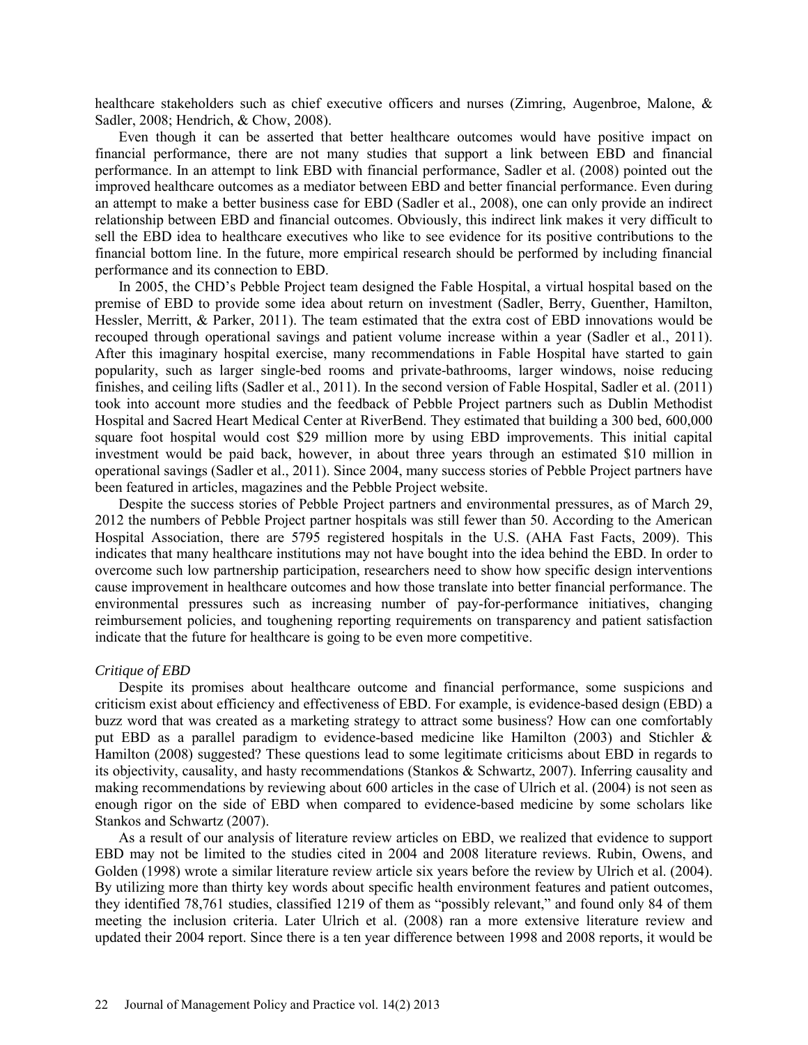healthcare stakeholders such as chief executive officers and nurses (Zimring, Augenbroe, Malone, & Sadler, 2008; Hendrich, & Chow, 2008).

Even though it can be asserted that better healthcare outcomes would have positive impact on financial performance, there are not many studies that support a link between EBD and financial performance. In an attempt to link EBD with financial performance, Sadler et al. (2008) pointed out the improved healthcare outcomes as a mediator between EBD and better financial performance. Even during an attempt to make a better business case for EBD (Sadler et al., 2008), one can only provide an indirect relationship between EBD and financial outcomes. Obviously, this indirect link makes it very difficult to sell the EBD idea to healthcare executives who like to see evidence for its positive contributions to the financial bottom line. In the future, more empirical research should be performed by including financial performance and its connection to EBD.

In 2005, the CHD's Pebble Project team designed the Fable Hospital, a virtual hospital based on the premise of EBD to provide some idea about return on investment (Sadler, Berry, Guenther, Hamilton, Hessler, Merritt, & Parker, 2011). The team estimated that the extra cost of EBD innovations would be recouped through operational savings and patient volume increase within a year (Sadler et al., 2011). After this imaginary hospital exercise, many recommendations in Fable Hospital have started to gain popularity, such as larger single-bed rooms and private-bathrooms, larger windows, noise reducing finishes, and ceiling lifts (Sadler et al., 2011). In the second version of Fable Hospital, Sadler et al. (2011) took into account more studies and the feedback of Pebble Project partners such as Dublin Methodist Hospital and Sacred Heart Medical Center at RiverBend. They estimated that building a 300 bed, 600,000 square foot hospital would cost \$29 million more by using EBD improvements. This initial capital investment would be paid back, however, in about three years through an estimated \$10 million in operational savings (Sadler et al., 2011). Since 2004, many success stories of Pebble Project partners have been featured in articles, magazines and the Pebble Project website.

Despite the success stories of Pebble Project partners and environmental pressures, as of March 29, 2012 the numbers of Pebble Project partner hospitals was still fewer than 50. According to the American Hospital Association, there are 5795 registered hospitals in the U.S. (AHA Fast Facts, 2009). This indicates that many healthcare institutions may not have bought into the idea behind the EBD. In order to overcome such low partnership participation, researchers need to show how specific design interventions cause improvement in healthcare outcomes and how those translate into better financial performance. The environmental pressures such as increasing number of pay-for-performance initiatives, changing reimbursement policies, and toughening reporting requirements on transparency and patient satisfaction indicate that the future for healthcare is going to be even more competitive.

*Critique of EBD*

Despite its promises about healthcare outcome and financial performance, some suspicions and criticism exist about efficiency and effectiveness of EBD. For example, is evidence-based design (EBD) a buzz word that was created as a marketing strategy to attract some business? How can one comfortably put EBD as a parallel paradigm to evidence-based medicine like Hamilton (2003) and Stichler & Hamilton (2008) suggested? These questions lead to some legitimate criticisms about EBD in regards to its objectivity, causality, and hasty recommendations (Stankos & Schwartz, 2007). Inferring causality and making recommendations by reviewing about 600 articles in the case of Ulrich et al. (2004) is not seen as enough rigor on the side of EBD when compared to evidence-based medicine by some scholars like Stankos and Schwartz (2007).

As a result of our analysis of literature review articles on EBD, we realized that evidence to support EBD may not be limited to the studies cited in 2004 and 2008 literature reviews. Rubin, Owens, and Golden (1998) wrote a similar literature review article six years before the review by Ulrich et al. (2004). By utilizing more than thirty key words about specific health environment features and patient outcomes, they identified 78,761 studies, classified 1219 of them as "possibly relevant," and found only 84 of them meeting the inclusion criteria. Later Ulrich et al. (2008) ran a more extensive literature review and updated their 2004 report. Since there is a ten year difference between 1998 and 2008 reports, it would be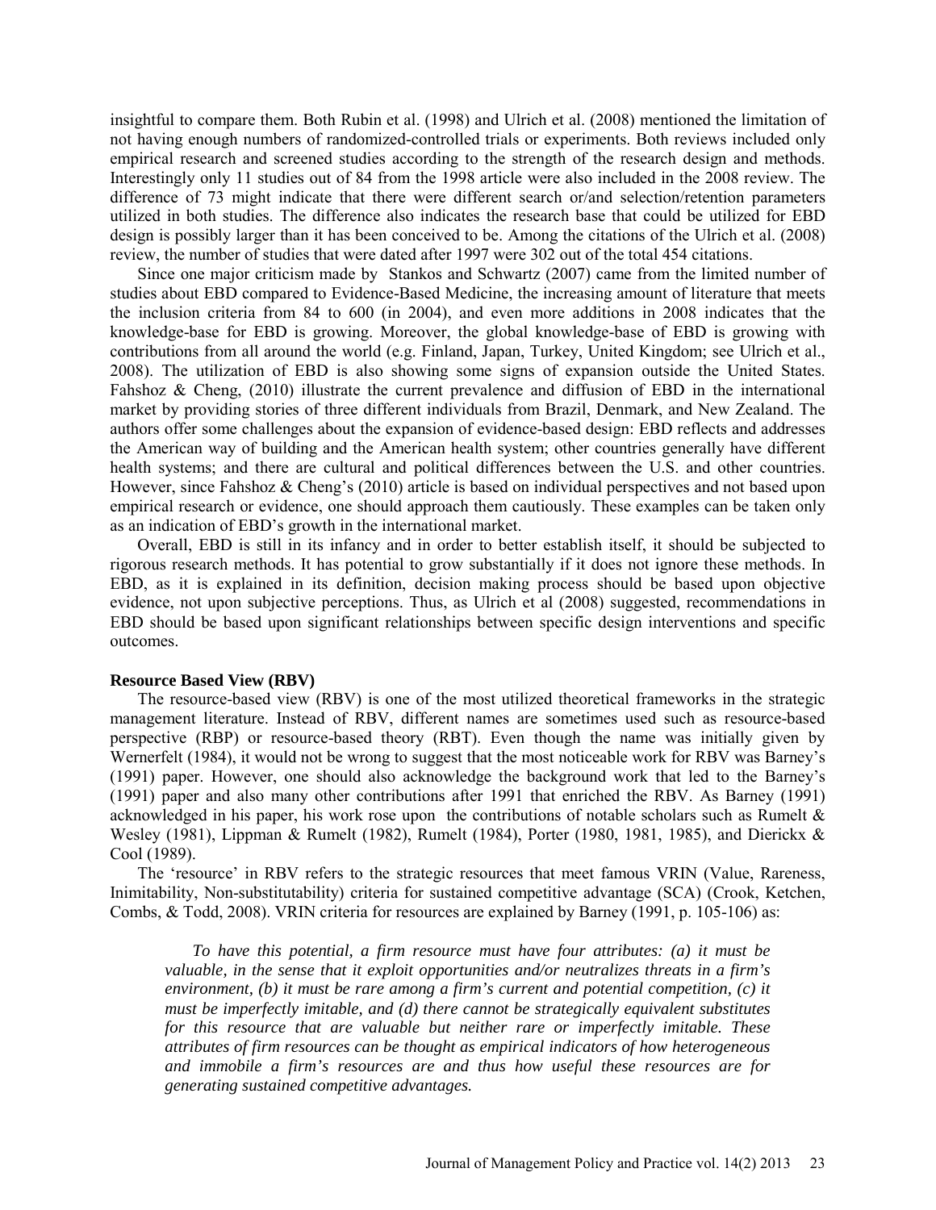insightful to compare them. Both Rubin et al. (1998) and Ulrich et al. (2008) mentioned the limitation of not having enough numbers of randomized-controlled trials or experiments. Both reviews included only empirical research and screened studies according to the strength of the research design and methods. Interestingly only 11 studies out of 84 from the 1998 article were also included in the 2008 review. The difference of 73 might indicate that there were different search or/and selection/retention parameters utilized in both studies. The difference also indicates the research base that could be utilized for EBD design is possibly larger than it has been conceived to be. Among the citations of the Ulrich et al. (2008) review, the number of studies that were dated after 1997 were 302 out of the total 454 citations.

Since one major criticism made by Stankos and Schwartz (2007) came from the limited number of studies about EBD compared to Evidence-Based Medicine, the increasing amount of literature that meets the inclusion criteria from 84 to 600 (in 2004), and even more additions in 2008 indicates that the knowledge-base for EBD is growing. Moreover, the global knowledge-base of EBD is growing with contributions from all around the world (e.g. Finland, Japan, Turkey, United Kingdom; see Ulrich et al., 2008). The utilization of EBD is also showing some signs of expansion outside the United States. Fahshoz & Cheng, (2010) illustrate the current prevalence and diffusion of EBD in the international market by providing stories of three different individuals from Brazil, Denmark, and New Zealand. The authors offer some challenges about the expansion of evidence-based design: EBD reflects and addresses the American way of building and the American health system; other countries generally have different health systems; and there are cultural and political differences between the U.S. and other countries. However, since Fahshoz & Cheng's (2010) article is based on individual perspectives and not based upon empirical research or evidence, one should approach them cautiously. These examples can be taken only as an indication of EBD's growth in the international market.

Overall, EBD is still in its infancy and in order to better establish itself, it should be subjected to rigorous research methods. It has potential to grow substantially if it does not ignore these methods. In EBD, as it is explained in its definition, decision making process should be based upon objective evidence, not upon subjective perceptions. Thus, as Ulrich et al (2008) suggested, recommendations in EBD should be based upon significant relationships between specific design interventions and specific outcomes.

### Resource Based View (RBV)

The resource-based view (RBV) is one of the most utilized theoretical frameworks in the strategic management literature. Instead of RBV, different names are sometimes used such as resource-based perspective (RBP) or resource-based theory (RBT). Even though the name was initially given by Wernerfelt (1984), it would not be wrong to suggest that the most noticeable work for RBV was Barney's (1991) paper. However, one should also acknowledge the background work that led to the Barney's (1991) paper and also many other contributions after 1991 that enriched the RBV. As Barney (1991) acknowledged in his paper, his work rose upon the contributions of notable scholars such as Rumelt & Wesley (1981), Lippman & Rumelt (1982), Rumelt (1984), Porter (1980, 1981, 1985), and Dierickx & Cool (1989).

The 'resource' in RBV refers to the strategic resources that meet famous VRIN (Value, Rareness, Inimitability, Non-substitutability) criteria for sustained competitive advantage (SCA) (Crook, Ketchen, Combs, & Todd, 2008). VRIN criteria for resources are explained by Barney (1991, p. 105-106) as:

> *To have this potential, a firm resource must have four attributes: (a) it must be valuable, in the sense that it exploit opportunities and/or neutralizes threats in a firm's environment, (b) it must be rare among a firm's current and potential competition, (c) it must be imperfectly imitable, and (d) there cannot be strategically equivalent substitutes for this resource that are valuable but neither rare or imperfectly imitable. These attributes of firm resources can be thought as empirical indicators of how heterogeneous and immobile a firm's resources are and thus how useful these resources are for generating sustained competitive advantages.*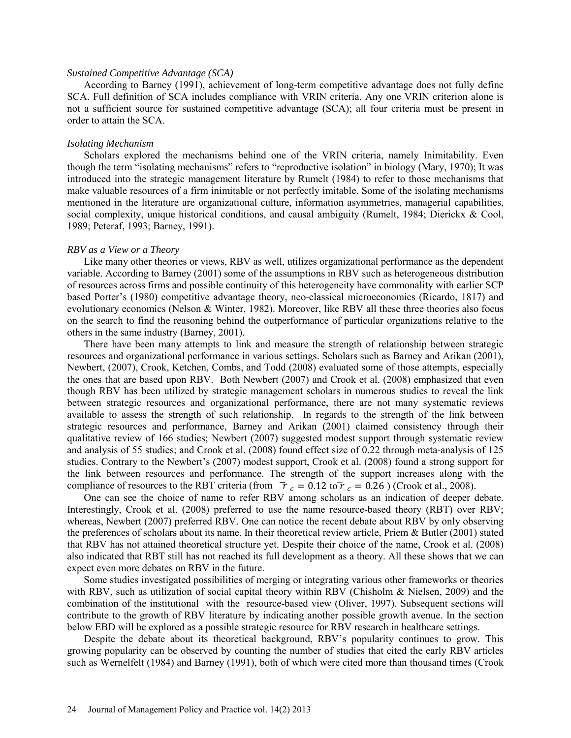*Sustained Competitive Advantage (SCA)*

According to Barney (1991), achievement of long-term competitive advantage does not fully define SCA. Full definition of SCA includes compliance with VRIN criteria. Any one VRIN criterion alone is not a sufficient source for sustained competitive advantage (SCA); all four criteria must be present in order to attain the SCA.

*Isolating Mechanism*

Scholars explored the mechanisms behind one of the VRIN criteria, namely Inimitability. Even though the term "isolating mechanisms" refers to "reproductive isolation" in biology (Mary, 1970); It was introduced into the strategic management literature by Rumelt (1984) to refer to those mechanisms that make valuable resources of a firm inimitable or not perfectly imitable. Some of the isolating mechanisms mentioned in the literature are organizational culture, information asymmetries, managerial capabilities, social complexity, unique historical conditions, and causal ambiguity (Rumelt, 1984; Dierickx & Cool, 1989; Peteraf, 1993; Barney, 1991).

*RBV as a View or a Theory*

Like many other theories or views, RBV as well, utilizes organizational performance as the dependent variable. According to Barney (2001) some of the assumptions in RBV such as heterogeneous distribution of resources across firms and possible continuity of this heterogeneity have commonality with earlier SCP based Porter's (1980) competitive advantage theory, neo-classical microeconomics (Ricardo, 1817) and evolutionary economics (Nelson & Winter, 1982). Moreover, like RBV all these three theories also focus on the search to find the reasoning behind the outperformance of particular organizations relative to the others in the same industry (Barney, 2001).

There have been many attempts to link and measure the strength of relationship between strategic resources and organizational performance in various settings. Scholars such as Barney and Arikan (2001), Newbert, (2007), Crook, Ketchen, Combs, and Todd (2008) evaluated some of those attempts, especially the ones that are based upon RBV. Both Newbert (2007) and Crook et al. (2008) emphasized that even though RBV has been utilized by strategic management scholars in numerous studies to reveal the link between strategic resources and organizational performance, there are not many systematic reviews available to assess the strength of such relationship. In regards to the strength of the link between strategic resources and performance, Barney and Arikan (2001) claimed consistency through their qualitative review of 166 studies; Newbert (2007) suggested modest support through systematic review and analysis of 55 studies; and Crook et al. (2008) found effect size of 0.22 through meta-analysis of 125 studies. Contrary to the Newbert's (2007) modest support, Crook et al. (2008) found a strong support for the link between resources and performance. The strength of the support increases along with the compliance of resources to the RBT criteria (from $\bar{r}_c = 0.12$ to $\bar{r}_c = 0.26$ ) (Crook et al., 2008).

One can see the choice of name to refer RBV among scholars as an indication of deeper debate. Interestingly, Crook et al. (2008) preferred to use the name resource-based theory (RBT) over RBV; whereas, Newbert (2007) preferred RBV. One can notice the recent debate about RBV by only observing the preferences of scholars about its name. In their theoretical review article, Priem & Butler (2001) stated that RBV has not attained theoretical structure yet. Despite their choice of the name, Crook et al. (2008) also indicated that RBT still has not reached its full development as a theory. All these shows that we can expect even more debates on RBV in the future.

Some studies investigated possibilities of merging or integrating various other frameworks or theories with RBV, such as utilization of social capital theory within RBV (Chisholm & Nielsen, 2009) and the combination of the institutional with the resource-based view (Oliver, 1997). Subsequent sections will contribute to the growth of RBV literature by indicating another possible growth avenue. In the section below EBD will be explored as a possible strategic resource for RBV research in healthcare settings.

Despite the debate about its theoretical background, RBV's popularity continues to grow. This growing popularity can be observed by counting the number of studies that cited the early RBV articles such as Wernelfelt (1984) and Barney (1991), both of which were cited more than thousand times (Crook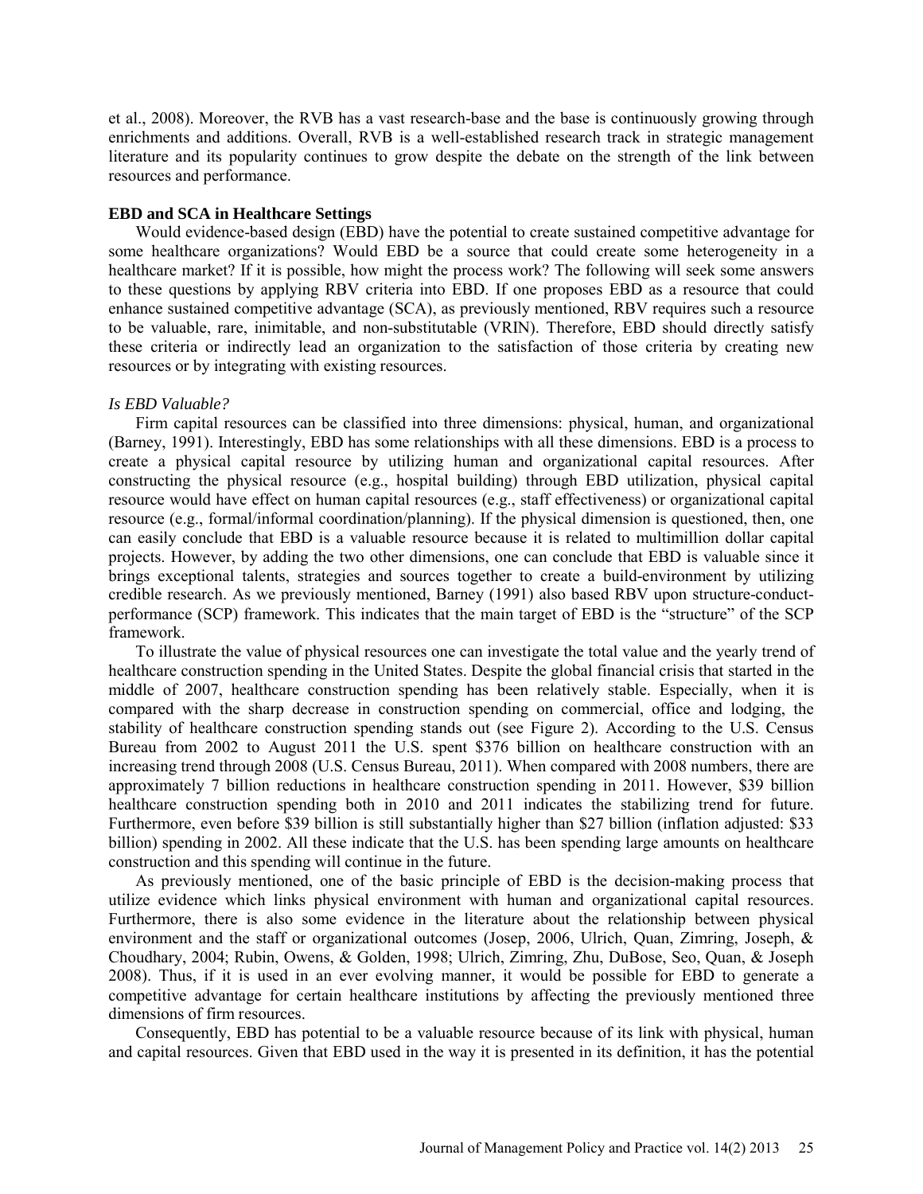et al., 2008). Moreover, the RVB has a vast research-base and the base is continuously growing through enrichments and additions. Overall, RVB is a well-established research track in strategic management literature and its popularity continues to grow despite the debate on the strength of the link between resources and performance.

**EBD and SCA in Healthcare Settings**

Would evidence-based design (EBD) have the potential to create sustained competitive advantage for some healthcare organizations? Would EBD be a source that could create some heterogeneity in a healthcare market? If it is possible, how might the process work? The following will seek some answers to these questions by applying RBV criteria into EBD. If one proposes EBD as a resource that could enhance sustained competitive advantage (SCA), as previously mentioned, RBV requires such a resource to be valuable, rare, inimitable, and non-substitutable (VRIN). Therefore, EBD should directly satisfy these criteria or indirectly lead an organization to the satisfaction of those criteria by creating new resources or by integrating with existing resources.

*Is EBD Valuable?*

Firm capital resources can be classified into three dimensions: physical, human, and organizational (Barney, 1991). Interestingly, EBD has some relationships with all these dimensions. EBD is a process to create a physical capital resource by utilizing human and organizational capital resources. After constructing the physical resource (e.g., hospital building) through EBD utilization, physical capital resource would have effect on human capital resources (e.g., staff effectiveness) or organizational capital resource (e.g., formal/informal coordination/planning). If the physical dimension is questioned, then, one can easily conclude that EBD is a valuable resource because it is related to multimillion dollar capital projects. However, by adding the two other dimensions, one can conclude that EBD is valuable since it brings exceptional talents, strategies and sources together to create a build-environment by utilizing credible research. As we previously mentioned, Barney (1991) also based RBV upon structure-conduct-performance (SCP) framework. This indicates that the main target of EBD is the "structure" of the SCP framework.

To illustrate the value of physical resources one can investigate the total value and the yearly trend of healthcare construction spending in the United States. Despite the global financial crisis that started in the middle of 2007, healthcare construction spending has been relatively stable. Especially, when it is compared with the sharp decrease in construction spending on commercial, office and lodging, the stability of healthcare construction spending stands out (see Figure 2). According to the U.S. Census Bureau from 2002 to August 2011 the U.S. spent \$376 billion on healthcare construction with an increasing trend through 2008 (U.S. Census Bureau, 2011). When compared with 2008 numbers, there are approximately 7 billion reductions in healthcare construction spending in 2011. However, \$39 billion healthcare construction spending both in 2010 and 2011 indicates the stabilizing trend for future. Furthermore, even before \$39 billion is still substantially higher than \$27 billion (inflation adjusted: \$33 billion) spending in 2002. All these indicate that the U.S. has been spending large amounts on healthcare construction and this spending will continue in the future.

As previously mentioned, one of the basic principle of EBD is the decision-making process that utilize evidence which links physical environment with human and organizational capital resources. Furthermore, there is also some evidence in the literature about the relationship between physical environment and the staff or organizational outcomes (Josep, 2006, Ulrich, Quan, Zimring, Joseph, & Choudhary, 2004; Rubin, Owens, & Golden, 1998; Ulrich, Zimring, Zhu, DuBose, Seo, Quan, & Joseph 2008). Thus, if it is used in an ever evolving manner, it would be possible for EBD to generate a competitive advantage for certain healthcare institutions by affecting the previously mentioned three dimensions of firm resources.

Consequently, EBD has potential to be a valuable resource because of its link with physical, human and capital resources. Given that EBD used in the way it is presented in its definition, it has the potential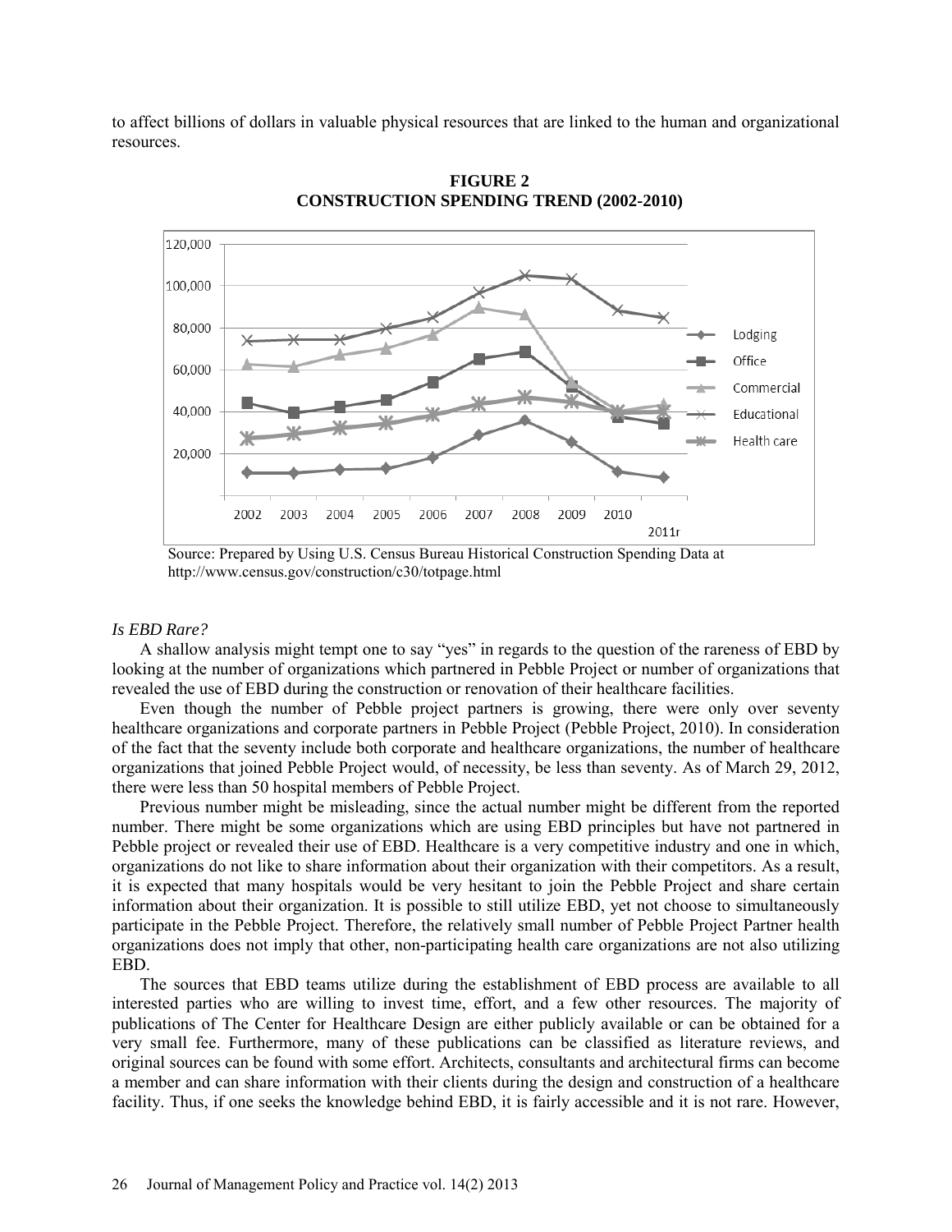to affect billions of dollars in valuable physical resources that are linked to the human and organizational resources.

**FIGURE 2**
**CONSTRUCTION SPENDING TREND (2002-2010)**

Source: Prepared by Using U.S. Census Bureau Historical Construction Spending Data at http://www.census.gov/construction/c30/totpage.html

*Is EBD Rare?*

A shallow analysis might tempt one to say "yes" in regards to the question of the rareness of EBD by looking at the number of organizations which partnered in Pebble Project or number of organizations that revealed the use of EBD during the construction or renovation of their healthcare facilities.

Even though the number of Pebble project partners is growing, there were only over seventy healthcare organizations and corporate partners in Pebble Project (Pebble Project, 2010). In consideration of the fact that the seventy include both corporate and healthcare organizations, the number of healthcare organizations that joined Pebble Project would, of necessity, be less than seventy. As of March 29, 2012, there were less than 50 hospital members of Pebble Project.

Previous number might be misleading, since the actual number might be different from the reported number. There might be some organizations which are using EBD principles but have not partnered in Pebble project or revealed their use of EBD. Healthcare is a very competitive industry and one in which, organizations do not like to share information about their organization with their competitors. As a result, it is expected that many hospitals would be very hesitant to join the Pebble Project and share certain information about their organization. It is possible to still utilize EBD, yet not choose to simultaneously participate in the Pebble Project. Therefore, the relatively small number of Pebble Project Partner health organizations does not imply that other, non-participating health care organizations are not also utilizing EBD.

The sources that EBD teams utilize during the establishment of EBD process are available to all interested parties who are willing to invest time, effort, and a few other resources. The majority of publications of The Center for Healthcare Design are either publicly available or can be obtained for a very small fee. Furthermore, many of these publications can be classified as literature reviews, and original sources can be found with some effort. Architects, consultants and architectural firms can become a member and can share information with their clients during the design and construction of a healthcare facility. Thus, if one seeks the knowledge behind EBD, it is fairly accessible and it is not rare. However,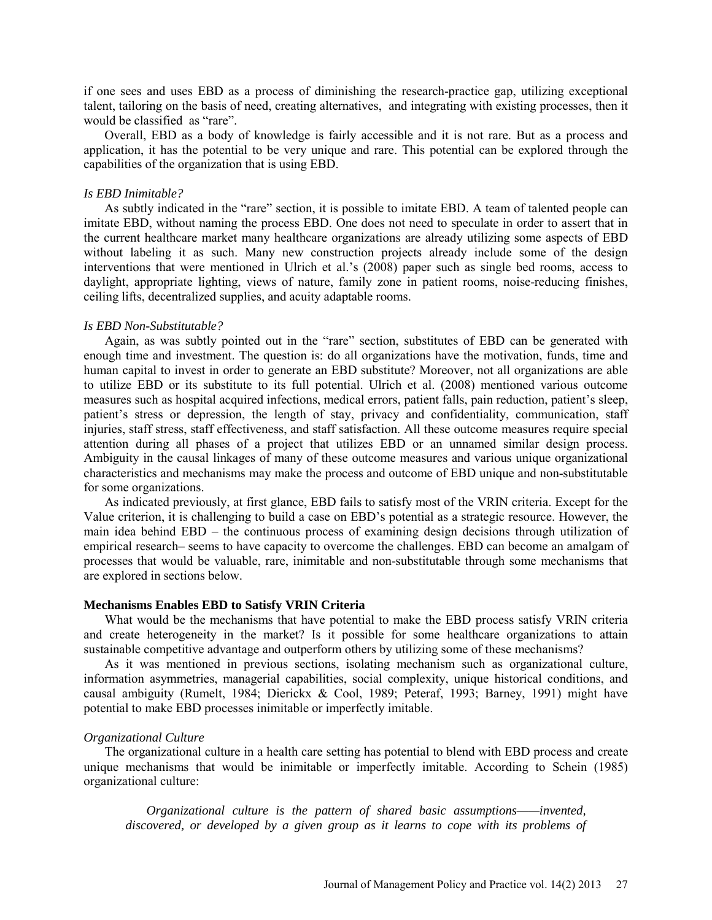if one sees and uses EBD as a process of diminishing the research-practice gap, utilizing exceptional talent, tailoring on the basis of need, creating alternatives, and integrating with existing processes, then it would be classified as "rare".

Overall, EBD as a body of knowledge is fairly accessible and it is not rare. But as a process and application, it has the potential to be very unique and rare. This potential can be explored through the capabilities of the organization that is using EBD.

### *Is EBD Inimitable?*

As subtly indicated in the "rare" section, it is possible to imitate EBD. A team of talented people can imitate EBD, without naming the process EBD. One does not need to speculate in order to assert that in the current healthcare market many healthcare organizations are already utilizing some aspects of EBD without labeling it as such. Many new construction projects already include some of the design interventions that were mentioned in Ulrich et al.'s (2008) paper such as single bed rooms, access to daylight, appropriate lighting, views of nature, family zone in patient rooms, noise-reducing finishes, ceiling lifts, decentralized supplies, and acuity adaptable rooms.

### *Is EBD Non-Substitutable?*

Again, as was subtly pointed out in the "rare" section, substitutes of EBD can be generated with enough time and investment. The question is: do all organizations have the motivation, funds, time and human capital to invest in order to generate an EBD substitute? Moreover, not all organizations are able to utilize EBD or its substitute to its full potential. Ulrich et al. (2008) mentioned various outcome measures such as hospital acquired infections, medical errors, patient falls, pain reduction, patient's sleep, patient's stress or depression, the length of stay, privacy and confidentiality, communication, staff injuries, staff stress, staff effectiveness, and staff satisfaction. All these outcome measures require special attention during all phases of a project that utilizes EBD or an unnamed similar design process. Ambiguity in the causal linkages of many of these outcome measures and various unique organizational characteristics and mechanisms may make the process and outcome of EBD unique and non-substitutable for some organizations.

As indicated previously, at first glance, EBD fails to satisfy most of the VRIN criteria. Except for the Value criterion, it is challenging to build a case on EBD's potential as a strategic resource. However, the main idea behind EBD – the continuous process of examining design decisions through utilization of empirical research– seems to have capacity to overcome the challenges. EBD can become an amalgam of processes that would be valuable, rare, inimitable and non-substitutable through some mechanisms that are explored in sections below.

## **Mechanisms Enables EBD to Satisfy VRIN Criteria**

What would be the mechanisms that have potential to make the EBD process satisfy VRIN criteria and create heterogeneity in the market? Is it possible for some healthcare organizations to attain sustainable competitive advantage and outperform others by utilizing some of these mechanisms?

As it was mentioned in previous sections, isolating mechanism such as organizational culture, information asymmetries, managerial capabilities, social complexity, unique historical conditions, and causal ambiguity (Rumelt, 1984; Dierickx & Cool, 1989; Peteraf, 1993; Barney, 1991) might have potential to make EBD processes inimitable or imperfectly imitable.

### *Organizational Culture*

The organizational culture in a health care setting has potential to blend with EBD process and create unique mechanisms that would be inimitable or imperfectly imitable. According to Schein (1985) organizational culture:

> *Organizational culture is the pattern of shared basic assumptions——invented, discovered, or developed by a given group as it learns to cope with its problems of*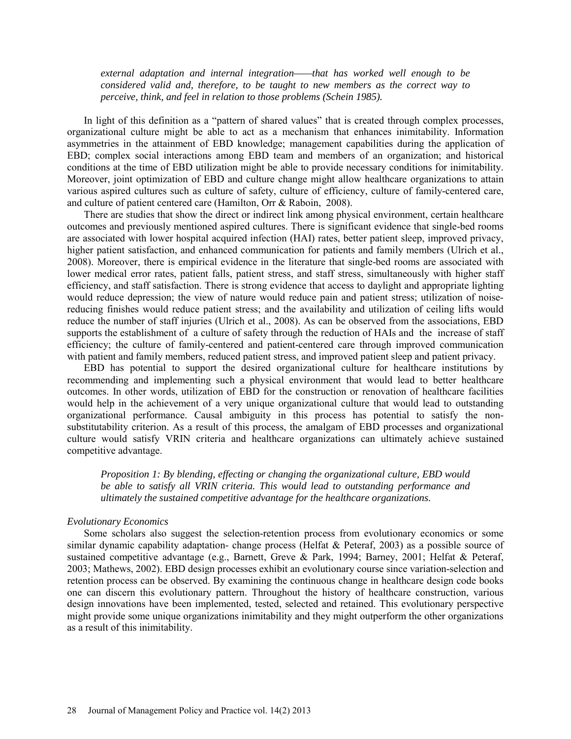*external adaptation and internal integration——that has worked well enough to be considered valid and, therefore, to be taught to new members as the correct way to perceive, think, and feel in relation to those problems (Schein 1985).*

In light of this definition as a "pattern of shared values" that is created through complex processes, organizational culture might be able to act as a mechanism that enhances inimitability. Information asymmetries in the attainment of EBD knowledge; management capabilities during the application of EBD; complex social interactions among EBD team and members of an organization; and historical conditions at the time of EBD utilization might be able to provide necessary conditions for inimitability. Moreover, joint optimization of EBD and culture change might allow healthcare organizations to attain various aspired cultures such as culture of safety, culture of efficiency, culture of family-centered care, and culture of patient centered care (Hamilton, Orr & Raboin, 2008).

There are studies that show the direct or indirect link among physical environment, certain healthcare outcomes and previously mentioned aspired cultures. There is significant evidence that single-bed rooms are associated with lower hospital acquired infection (HAI) rates, better patient sleep, improved privacy, higher patient satisfaction, and enhanced communication for patients and family members (Ulrich et al., 2008). Moreover, there is empirical evidence in the literature that single-bed rooms are associated with lower medical error rates, patient falls, patient stress, and staff stress, simultaneously with higher staff efficiency, and staff satisfaction. There is strong evidence that access to daylight and appropriate lighting would reduce depression; the view of nature would reduce pain and patient stress; utilization of noise-reducing finishes would reduce patient stress; and the availability and utilization of ceiling lifts would reduce the number of staff injuries (Ulrich et al., 2008). As can be observed from the associations, EBD supports the establishment of a culture of safety through the reduction of HAIs and the increase of staff efficiency; the culture of family-centered and patient-centered care through improved communication with patient and family members, reduced patient stress, and improved patient sleep and patient privacy.

EBD has potential to support the desired organizational culture for healthcare institutions by recommending and implementing such a physical environment that would lead to better healthcare outcomes. In other words, utilization of EBD for the construction or renovation of healthcare facilities would help in the achievement of a very unique organizational culture that would lead to outstanding organizational performance. Causal ambiguity in this process has potential to satisfy the non-substitutability criterion. As a result of this process, the amalgam of EBD processes and organizational culture would satisfy VRIN criteria and healthcare organizations can ultimately achieve sustained competitive advantage.

*Proposition 1: By blending, effecting or changing the organizational culture, EBD would be able to satisfy all VRIN criteria. This would lead to outstanding performance and ultimately the sustained competitive advantage for the healthcare organizations.*

*Evolutionary Economics*

Some scholars also suggest the selection-retention process from evolutionary economics or some similar dynamic capability adaptation- change process (Helfat & Peteraf, 2003) as a possible source of sustained competitive advantage (e.g., Barnett, Greve & Park, 1994; Barney, 2001; Helfat & Peteraf, 2003; Mathews, 2002). EBD design processes exhibit an evolutionary course since variation-selection and retention process can be observed. By examining the continuous change in healthcare design code books one can discern this evolutionary pattern. Throughout the history of healthcare construction, various design innovations have been implemented, tested, selected and retained. This evolutionary perspective might provide some unique organizations inimitability and they might outperform the other organizations as a result of this inimitability.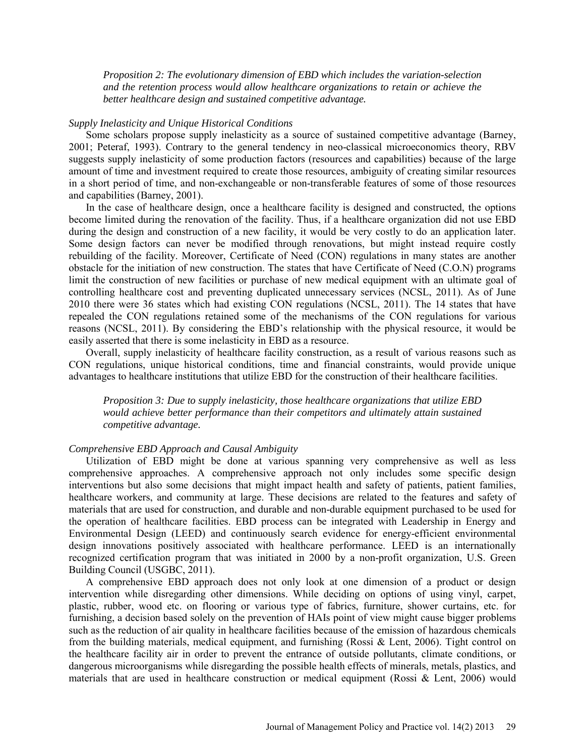*Proposition 2: The evolutionary dimension of EBD which includes the variation-selection and the retention process would allow healthcare organizations to retain or achieve the better healthcare design and sustained competitive advantage.*

*Supply Inelasticity and Unique Historical Conditions*

Some scholars propose supply inelasticity as a source of sustained competitive advantage (Barney, 2001; Peteraf, 1993). Contrary to the general tendency in neo-classical microeconomics theory, RBV suggests supply inelasticity of some production factors (resources and capabilities) because of the large amount of time and investment required to create those resources, ambiguity of creating similar resources in a short period of time, and non-exchangeable or non-transferable features of some of those resources and capabilities (Barney, 2001).

In the case of healthcare design, once a healthcare facility is designed and constructed, the options become limited during the renovation of the facility. Thus, if a healthcare organization did not use EBD during the design and construction of a new facility, it would be very costly to do an application later. Some design factors can never be modified through renovations, but might instead require costly rebuilding of the facility. Moreover, Certificate of Need (CON) regulations in many states are another obstacle for the initiation of new construction. The states that have Certificate of Need (C.O.N) programs limit the construction of new facilities or purchase of new medical equipment with an ultimate goal of controlling healthcare cost and preventing duplicated unnecessary services (NCSL, 2011). As of June 2010 there were 36 states which had existing CON regulations (NCSL, 2011). The 14 states that have repealed the CON regulations retained some of the mechanisms of the CON regulations for various reasons (NCSL, 2011). By considering the EBD's relationship with the physical resource, it would be easily asserted that there is some inelasticity in EBD as a resource.

Overall, supply inelasticity of healthcare facility construction, as a result of various reasons such as CON regulations, unique historical conditions, time and financial constraints, would provide unique advantages to healthcare institutions that utilize EBD for the construction of their healthcare facilities.

*Proposition 3: Due to supply inelasticity, those healthcare organizations that utilize EBD would achieve better performance than their competitors and ultimately attain sustained competitive advantage.*

*Comprehensive EBD Approach and Causal Ambiguity*

Utilization of EBD might be done at various spanning very comprehensive as well as less comprehensive approaches. A comprehensive approach not only includes some specific design interventions but also some decisions that might impact health and safety of patients, patient families, healthcare workers, and community at large. These decisions are related to the features and safety of materials that are used for construction, and durable and non-durable equipment purchased to be used for the operation of healthcare facilities. EBD process can be integrated with Leadership in Energy and Environmental Design (LEED) and continuously search evidence for energy-efficient environmental design innovations positively associated with healthcare performance. LEED is an internationally recognized certification program that was initiated in 2000 by a non-profit organization, U.S. Green Building Council (USGBC, 2011).

A comprehensive EBD approach does not only look at one dimension of a product or design intervention while disregarding other dimensions. While deciding on options of using vinyl, carpet, plastic, rubber, wood etc. on flooring or various type of fabrics, furniture, shower curtains, etc. for furnishing, a decision based solely on the prevention of HAIs point of view might cause bigger problems such as the reduction of air quality in healthcare facilities because of the emission of hazardous chemicals from the building materials, medical equipment, and furnishing (Rossi & Lent, 2006). Tight control on the healthcare facility air in order to prevent the entrance of outside pollutants, climate conditions, or dangerous microorganisms while disregarding the possible health effects of minerals, metals, plastics, and materials that are used in healthcare construction or medical equipment (Rossi & Lent, 2006) would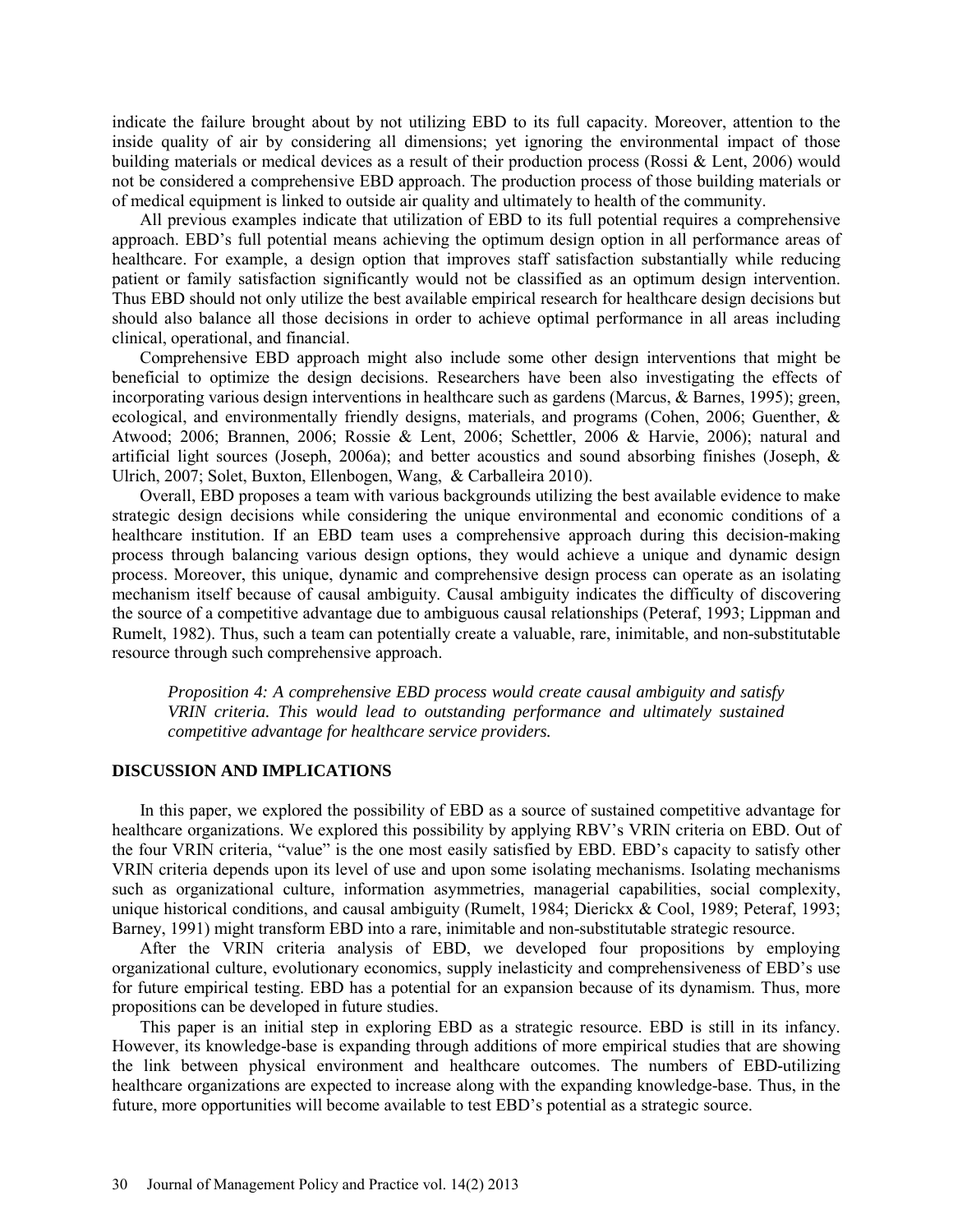indicate the failure brought about by not utilizing EBD to its full capacity. Moreover, attention to the inside quality of air by considering all dimensions; yet ignoring the environmental impact of those building materials or medical devices as a result of their production process (Rossi & Lent, 2006) would not be considered a comprehensive EBD approach. The production process of those building materials or of medical equipment is linked to outside air quality and ultimately to health of the community.

All previous examples indicate that utilization of EBD to its full potential requires a comprehensive approach. EBD's full potential means achieving the optimum design option in all performance areas of healthcare. For example, a design option that improves staff satisfaction substantially while reducing patient or family satisfaction significantly would not be classified as an optimum design intervention. Thus EBD should not only utilize the best available empirical research for healthcare design decisions but should also balance all those decisions in order to achieve optimal performance in all areas including clinical, operational, and financial.

Comprehensive EBD approach might also include some other design interventions that might be beneficial to optimize the design decisions. Researchers have been also investigating the effects of incorporating various design interventions in healthcare such as gardens (Marcus, & Barnes, 1995); green, ecological, and environmentally friendly designs, materials, and programs (Cohen, 2006; Guenther, & Atwood; 2006; Brannen, 2006; Rossie & Lent, 2006; Schettler, 2006 & Harvie, 2006); natural and artificial light sources (Joseph, 2006a); and better acoustics and sound absorbing finishes (Joseph, & Ulrich, 2007; Solet, Buxton, Ellenbogen, Wang, & Carballeira 2010).

Overall, EBD proposes a team with various backgrounds utilizing the best available evidence to make strategic design decisions while considering the unique environmental and economic conditions of a healthcare institution. If an EBD team uses a comprehensive approach during this decision-making process through balancing various design options, they would achieve a unique and dynamic design process. Moreover, this unique, dynamic and comprehensive design process can operate as an isolating mechanism itself because of causal ambiguity. Causal ambiguity indicates the difficulty of discovering the source of a competitive advantage due to ambiguous causal relationships (Peteraf, 1993; Lippman and Rumelt, 1982). Thus, such a team can potentially create a valuable, rare, inimitable, and non-substitutable resource through such comprehensive approach.

> *Proposition 4: A comprehensive EBD process would create causal ambiguity and satisfy VRIN criteria. This would lead to outstanding performance and ultimately sustained competitive advantage for healthcare service providers.*

## DISCUSSION AND IMPLICATIONS

In this paper, we explored the possibility of EBD as a source of sustained competitive advantage for healthcare organizations. We explored this possibility by applying RBV's VRIN criteria on EBD. Out of the four VRIN criteria, "value" is the one most easily satisfied by EBD. EBD's capacity to satisfy other VRIN criteria depends upon its level of use and upon some isolating mechanisms. Isolating mechanisms such as organizational culture, information asymmetries, managerial capabilities, social complexity, unique historical conditions, and causal ambiguity (Rumelt, 1984; Dierickx & Cool, 1989; Peteraf, 1993; Barney, 1991) might transform EBD into a rare, inimitable and non-substitutable strategic resource.

After the VRIN criteria analysis of EBD, we developed four propositions by employing organizational culture, evolutionary economics, supply inelasticity and comprehensiveness of EBD's use for future empirical testing. EBD has a potential for an expansion because of its dynamism. Thus, more propositions can be developed in future studies.

This paper is an initial step in exploring EBD as a strategic resource. EBD is still in its infancy. However, its knowledge-base is expanding through additions of more empirical studies that are showing the link between physical environment and healthcare outcomes. The numbers of EBD-utilizing healthcare organizations are expected to increase along with the expanding knowledge-base. Thus, in the future, more opportunities will become available to test EBD's potential as a strategic source.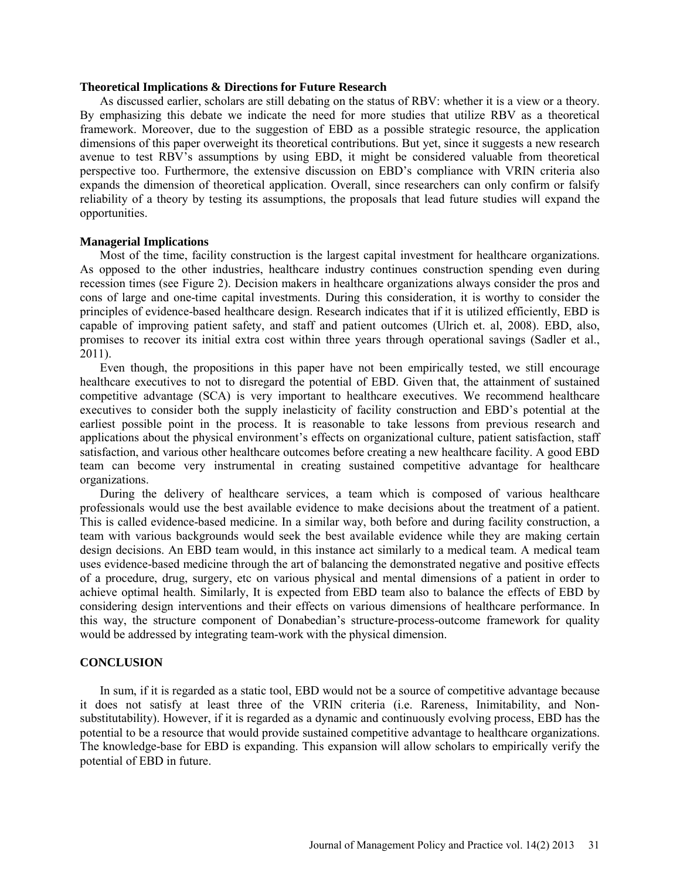**Theoretical Implications & Directions for Future Research**

As discussed earlier, scholars are still debating on the status of RBV: whether it is a view or a theory. By emphasizing this debate we indicate the need for more studies that utilize RBV as a theoretical framework. Moreover, due to the suggestion of EBD as a possible strategic resource, the application dimensions of this paper overweight its theoretical contributions. But yet, since it suggests a new research avenue to test RBV's assumptions by using EBD, it might be considered valuable from theoretical perspective too. Furthermore, the extensive discussion on EBD's compliance with VRIN criteria also expands the dimension of theoretical application. Overall, since researchers can only confirm or falsify reliability of a theory by testing its assumptions, the proposals that lead future studies will expand the opportunities.

**Managerial Implications**

Most of the time, facility construction is the largest capital investment for healthcare organizations. As opposed to the other industries, healthcare industry continues construction spending even during recession times (see Figure 2). Decision makers in healthcare organizations always consider the pros and cons of large and one-time capital investments. During this consideration, it is worthy to consider the principles of evidence-based healthcare design. Research indicates that if it is utilized efficiently, EBD is capable of improving patient safety, and staff and patient outcomes (Ulrich et. al, 2008). EBD, also, promises to recover its initial extra cost within three years through operational savings (Sadler et al., 2011).

Even though, the propositions in this paper have not been empirically tested, we still encourage healthcare executives to not to disregard the potential of EBD. Given that, the attainment of sustained competitive advantage (SCA) is very important to healthcare executives. We recommend healthcare executives to consider both the supply inelasticity of facility construction and EBD's potential at the earliest possible point in the process. It is reasonable to take lessons from previous research and applications about the physical environment's effects on organizational culture, patient satisfaction, staff satisfaction, and various other healthcare outcomes before creating a new healthcare facility. A good EBD team can become very instrumental in creating sustained competitive advantage for healthcare organizations.

During the delivery of healthcare services, a team which is composed of various healthcare professionals would use the best available evidence to make decisions about the treatment of a patient. This is called evidence-based medicine. In a similar way, both before and during facility construction, a team with various backgrounds would seek the best available evidence while they are making certain design decisions. An EBD team would, in this instance act similarly to a medical team. A medical team uses evidence-based medicine through the art of balancing the demonstrated negative and positive effects of a procedure, drug, surgery, etc on various physical and mental dimensions of a patient in order to achieve optimal health. Similarly, It is expected from EBD team also to balance the effects of EBD by considering design interventions and their effects on various dimensions of healthcare performance. In this way, the structure component of Donabedian's structure-process-outcome framework for quality would be addressed by integrating team-work with the physical dimension.

## CONCLUSION

In sum, if it is regarded as a static tool, EBD would not be a source of competitive advantage because it does not satisfy at least three of the VRIN criteria (i.e. Rareness, Inimitability, and Non-substitutability). However, if it is regarded as a dynamic and continuously evolving process, EBD has the potential to be a resource that would provide sustained competitive advantage to healthcare organizations. The knowledge-base for EBD is expanding. This expansion will allow scholars to empirically verify the potential of EBD in future.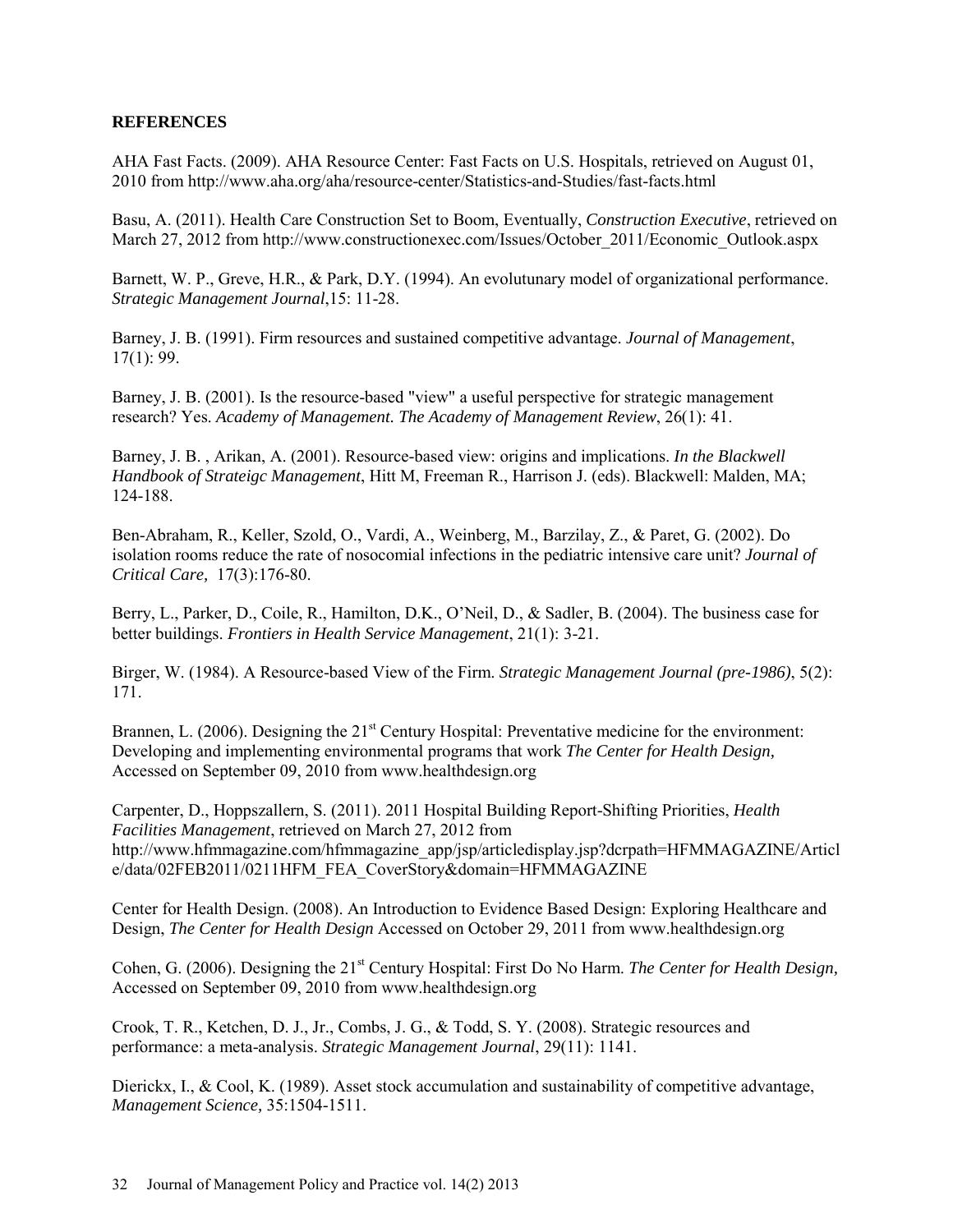**REFERENCES**

AHA Fast Facts. (2009). AHA Resource Center: Fast Facts on U.S. Hospitals, retrieved on August 01, 2010 from http://www.aha.org/aha/resource-center/Statistics-and-Studies/fast-facts.html

Basu, A. (2011). Health Care Construction Set to Boom, Eventually, *Construction Executive*, retrieved on March 27, 2012 from http://www.constructionexec.com/Issues/October_2011/Economic_Outlook.aspx

Barnett, W. P., Greve, H.R., & Park, D.Y. (1994). An evolutunary model of organizational performance. *Strategic Management Journal*,15: 11-28.

Barney, J. B. (1991). Firm resources and sustained competitive advantage. *Journal of Management*, 17(1): 99.

Barney, J. B. (2001). Is the resource-based "view" a useful perspective for strategic management research? Yes. *Academy of Management. The Academy of Management Review*, 26(1): 41.

Barney, J. B. , Arikan, A. (2001). Resource-based view: origins and implications. *In the Blackwell Handbook of Strateigc Management*, Hitt M, Freeman R., Harrison J. (eds). Blackwell: Malden, MA; 124-188.

Ben-Abraham, R., Keller, Szold, O., Vardi, A., Weinberg, M., Barzilay, Z., & Paret, G. (2002). Do isolation rooms reduce the rate of nosocomial infections in the pediatric intensive care unit? *Journal of Critical Care,* 17(3):176-80.

Berry, L., Parker, D., Coile, R., Hamilton, D.K., O'Neil, D., & Sadler, B. (2004). The business case for better buildings. *Frontiers in Health Service Management*, 21(1): 3-21.

Birger, W. (1984). A Resource-based View of the Firm. *Strategic Management Journal (pre-1986)*, 5(2): 171.

Brannen, L. (2006). Designing the 21st Century Hospital: Preventative medicine for the environment: Developing and implementing environmental programs that work *The Center for Health Design,* Accessed on September 09, 2010 from www.healthdesign.org

Carpenter, D., Hoppszallern, S. (2011). 2011 Hospital Building Report-Shifting Priorities, *Health Facilities Management*, retrieved on March 27, 2012 from http://www.hfmmagazine.com/hfmmagazine_app/jsp/articledisplay.jsp?dcrpath=HFMMAGAZINE/Article/data/02FEB2011/0211HFM_FEA_CoverStory&domain=HFMMAGAZINE

Center for Health Design. (2008). An Introduction to Evidence Based Design: Exploring Healthcare and Design, *The Center for Health Design* Accessed on October 29, 2011 from www.healthdesign.org

Cohen, G. (2006). Designing the 21st Century Hospital: First Do No Harm. *The Center for Health Design,* Accessed on September 09, 2010 from www.healthdesign.org

Crook, T. R., Ketchen, D. J., Jr., Combs, J. G., & Todd, S. Y. (2008). Strategic resources and performance: a meta-analysis. *Strategic Management Journal*, 29(11): 1141.

Dierickx, I., & Cool, K. (1989). Asset stock accumulation and sustainability of competitive advantage, *Management Science,* 35:1504-1511.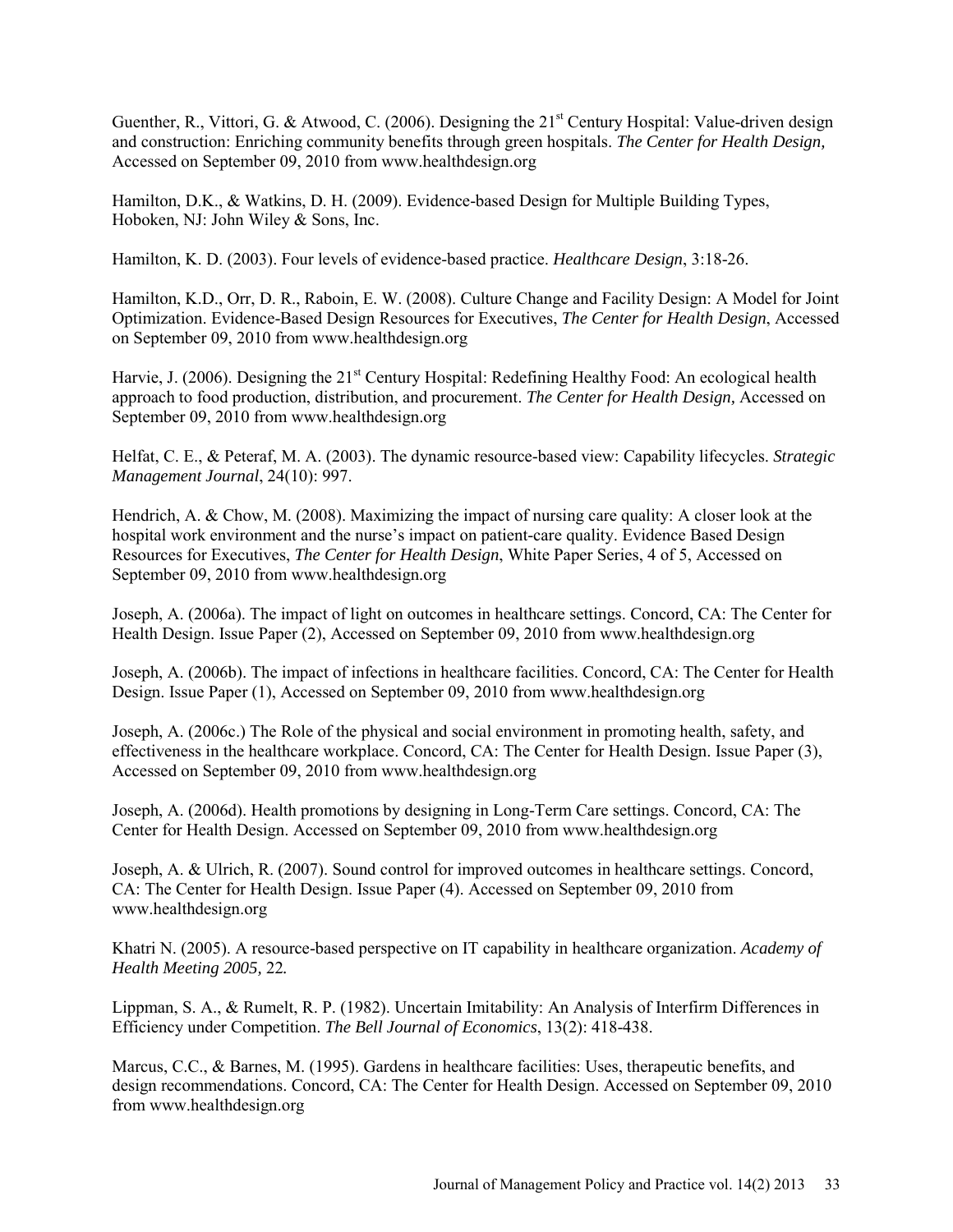Guenther, R., Vittori, G. & Atwood, C. (2006). Designing the 21st Century Hospital: Value-driven design and construction: Enriching community benefits through green hospitals. *The Center for Health Design,* Accessed on September 09, 2010 from www.healthdesign.org

Hamilton, D.K., & Watkins, D. H. (2009). Evidence-based Design for Multiple Building Types, Hoboken, NJ: John Wiley & Sons, Inc.

Hamilton, K. D. (2003). Four levels of evidence-based practice. *Healthcare Design*, 3:18-26.

Hamilton, K.D., Orr, D. R., Raboin, E. W. (2008). Culture Change and Facility Design: A Model for Joint Optimization. Evidence-Based Design Resources for Executives, *The Center for Health Design*, Accessed on September 09, 2010 from www.healthdesign.org

Harvie, J. (2006). Designing the 21st Century Hospital: Redefining Healthy Food: An ecological health approach to food production, distribution, and procurement. *The Center for Health Design,* Accessed on September 09, 2010 from www.healthdesign.org

Helfat, C. E., & Peteraf, M. A. (2003). The dynamic resource-based view: Capability lifecycles. *Strategic Management Journal*, 24(10): 997.

Hendrich, A. & Chow, M. (2008). Maximizing the impact of nursing care quality: A closer look at the hospital work environment and the nurse's impact on patient-care quality. Evidence Based Design Resources for Executives, *The Center for Health Design*, White Paper Series, 4 of 5, Accessed on September 09, 2010 from www.healthdesign.org

Joseph, A. (2006a). The impact of light on outcomes in healthcare settings. Concord, CA: The Center for Health Design. Issue Paper (2), Accessed on September 09, 2010 from www.healthdesign.org

Joseph, A. (2006b). The impact of infections in healthcare facilities. Concord, CA: The Center for Health Design. Issue Paper (1), Accessed on September 09, 2010 from www.healthdesign.org

Joseph, A. (2006c.) The Role of the physical and social environment in promoting health, safety, and effectiveness in the healthcare workplace. Concord, CA: The Center for Health Design. Issue Paper (3), Accessed on September 09, 2010 from www.healthdesign.org

Joseph, A. (2006d). Health promotions by designing in Long-Term Care settings. Concord, CA: The Center for Health Design. Accessed on September 09, 2010 from www.healthdesign.org

Joseph, A. & Ulrich, R. (2007). Sound control for improved outcomes in healthcare settings. Concord, CA: The Center for Health Design. Issue Paper (4). Accessed on September 09, 2010 from www.healthdesign.org

Khatri N. (2005). A resource-based perspective on IT capability in healthcare organization. *Academy of Health Meeting 2005,* 22*.*

Lippman, S. A., & Rumelt, R. P. (1982). Uncertain Imitability: An Analysis of Interfirm Differences in Efficiency under Competition. *The Bell Journal of Economics*, 13(2): 418-438.

Marcus, C.C., & Barnes, M. (1995). Gardens in healthcare facilities: Uses, therapeutic benefits, and design recommendations. Concord, CA: The Center for Health Design. Accessed on September 09, 2010 from www.healthdesign.org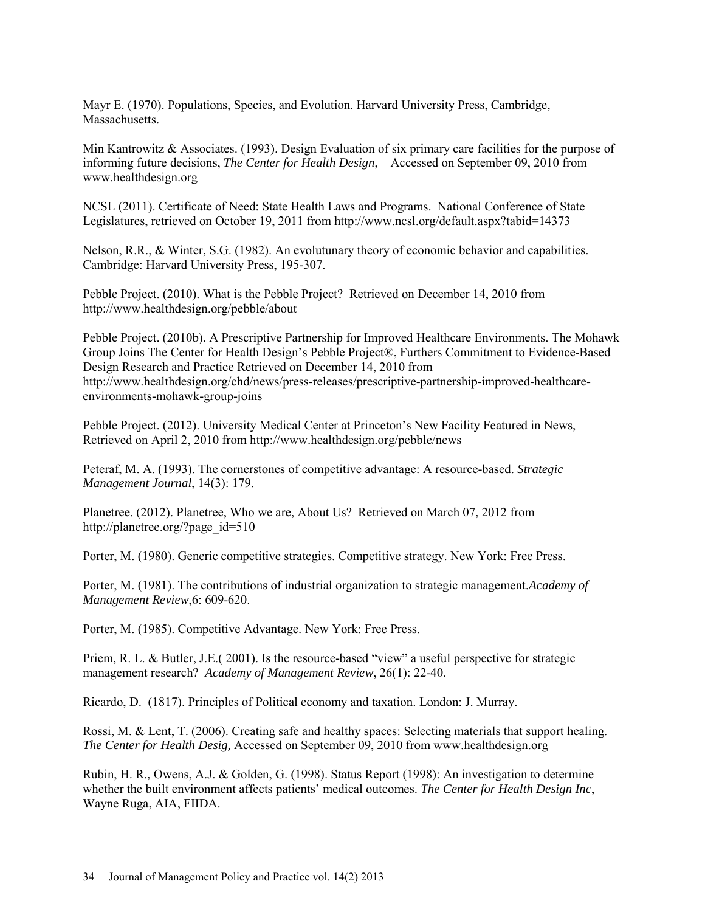Mayr E. (1970). Populations, Species, and Evolution. Harvard University Press, Cambridge, Massachusetts.

Min Kantrowitz & Associates. (1993). Design Evaluation of six primary care facilities for the purpose of informing future decisions, *The Center for Health Design*, Accessed on September 09, 2010 from www.healthdesign.org

NCSL (2011). Certificate of Need: State Health Laws and Programs. National Conference of State Legislatures, retrieved on October 19, 2011 from http://www.ncsl.org/default.aspx?tabid=14373

Nelson, R.R., & Winter, S.G. (1982). An evolutunary theory of economic behavior and capabilities. Cambridge: Harvard University Press, 195-307.

Pebble Project. (2010). What is the Pebble Project? Retrieved on December 14, 2010 from http://www.healthdesign.org/pebble/about

Pebble Project. (2010b). A Prescriptive Partnership for Improved Healthcare Environments. The Mohawk Group Joins The Center for Health Design's Pebble Project®, Furthers Commitment to Evidence-Based Design Research and Practice Retrieved on December 14, 2010 from http://www.healthdesign.org/chd/news/press-releases/prescriptive-partnership-improved-healthcare-environments-mohawk-group-joins

Pebble Project. (2012). University Medical Center at Princeton's New Facility Featured in News, Retrieved on April 2, 2010 from http://www.healthdesign.org/pebble/news

Peteraf, M. A. (1993). The cornerstones of competitive advantage: A resource-based. *Strategic Management Journal*, 14(3): 179.

Planetree. (2012). Planetree, Who we are, About Us? Retrieved on March 07, 2012 from http://planetree.org/?page_id=510

Porter, M. (1980). Generic competitive strategies. Competitive strategy. New York: Free Press.

Porter, M. (1981). The contributions of industrial organization to strategic management.*Academy of Management Review*,6: 609-620.

Porter, M. (1985). Competitive Advantage. New York: Free Press.

Priem, R. L. & Butler, J.E.( 2001). Is the resource-based "view" a useful perspective for strategic management research? *Academy of Management Review*, 26(1): 22-40.

Ricardo, D. (1817). Principles of Political economy and taxation. London: J. Murray.

Rossi, M. & Lent, T. (2006). Creating safe and healthy spaces: Selecting materials that support healing. *The Center for Health Desig,* Accessed on September 09, 2010 from www.healthdesign.org

Rubin, H. R., Owens, A.J. & Golden, G. (1998). Status Report (1998): An investigation to determine whether the built environment affects patients' medical outcomes. *The Center for Health Design Inc*, Wayne Ruga, AIA, FIIDA.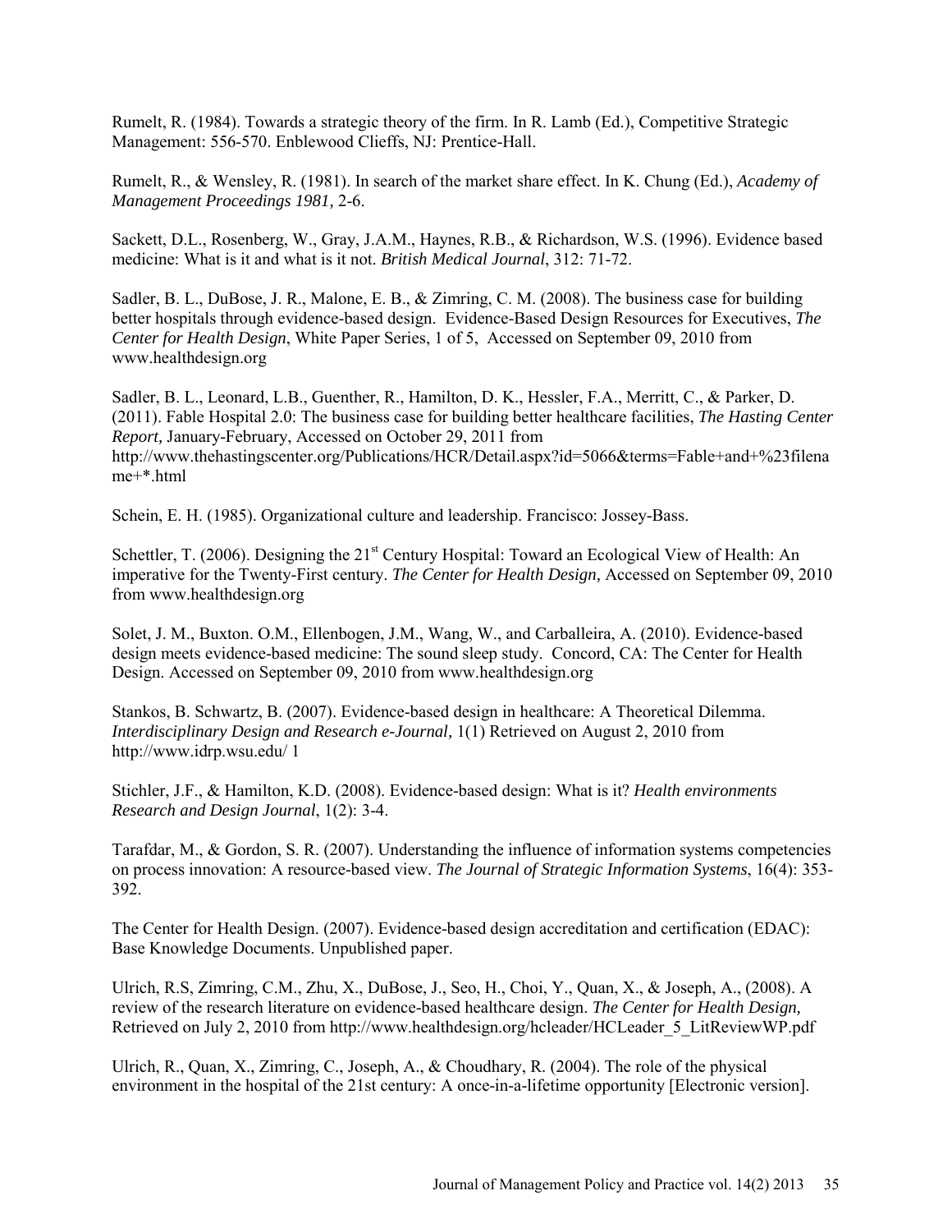Rumelt, R. (1984). Towards a strategic theory of the firm. In R. Lamb (Ed.), Competitive Strategic Management: 556-570. Enblewood Clieffs, NJ: Prentice-Hall.

Rumelt, R., & Wensley, R. (1981). In search of the market share effect. In K. Chung (Ed.), *Academy of Management Proceedings 1981,* 2-6.

Sackett, D.L., Rosenberg, W., Gray, J.A.M., Haynes, R.B., & Richardson, W.S. (1996). Evidence based medicine: What is it and what is it not. *British Medical Journal*, 312: 71-72.

Sadler, B. L., DuBose, J. R., Malone, E. B., & Zimring, C. M. (2008). The business case for building better hospitals through evidence-based design. Evidence-Based Design Resources for Executives, *The Center for Health Design*, White Paper Series, 1 of 5, Accessed on September 09, 2010 from www.healthdesign.org

Sadler, B. L., Leonard, L.B., Guenther, R., Hamilton, D. K., Hessler, F.A., Merritt, C., & Parker, D. (2011). Fable Hospital 2.0: The business case for building better healthcare facilities, *The Hasting Center Report,* January-February, Accessed on October 29, 2011 from http://www.thehastingscenter.org/Publications/HCR/Detail.aspx?id=5066&terms=Fable+and+%23filename+*.html

Schein, E. H. (1985). Organizational culture and leadership. Francisco: Jossey-Bass.

Schettler, T. (2006). Designing the 21st Century Hospital: Toward an Ecological View of Health: An imperative for the Twenty-First century. *The Center for Health Design,* Accessed on September 09, 2010 from www.healthdesign.org

Solet, J. M., Buxton. O.M., Ellenbogen, J.M., Wang, W., and Carballeira, A. (2010). Evidence-based design meets evidence-based medicine: The sound sleep study. Concord, CA: The Center for Health Design. Accessed on September 09, 2010 from www.healthdesign.org

Stankos, B. Schwartz, B. (2007). Evidence-based design in healthcare: A Theoretical Dilemma. *Interdisciplinary Design and Research e-Journal,* 1(1) Retrieved on August 2, 2010 from http://www.idrp.wsu.edu/ 1

Stichler, J.F., & Hamilton, K.D. (2008). Evidence-based design: What is it? *Health environments Research and Design Journal*, 1(2): 3-4.

Tarafdar, M., & Gordon, S. R. (2007). Understanding the influence of information systems competencies on process innovation: A resource-based view. *The Journal of Strategic Information Systems*, 16(4): 353-392.

The Center for Health Design. (2007). Evidence-based design accreditation and certification (EDAC): Base Knowledge Documents. Unpublished paper.

Ulrich, R.S, Zimring, C.M., Zhu, X., DuBose, J., Seo, H., Choi, Y., Quan, X., & Joseph, A., (2008). A review of the research literature on evidence-based healthcare design. *The Center for Health Design,* Retrieved on July 2, 2010 from http://www.healthdesign.org/hcleader/HCLeader_5_LitReviewWP.pdf

Ulrich, R., Quan, X., Zimring, C., Joseph, A., & Choudhary, R. (2004). The role of the physical environment in the hospital of the 21st century: A once-in-a-lifetime opportunity [Electronic version].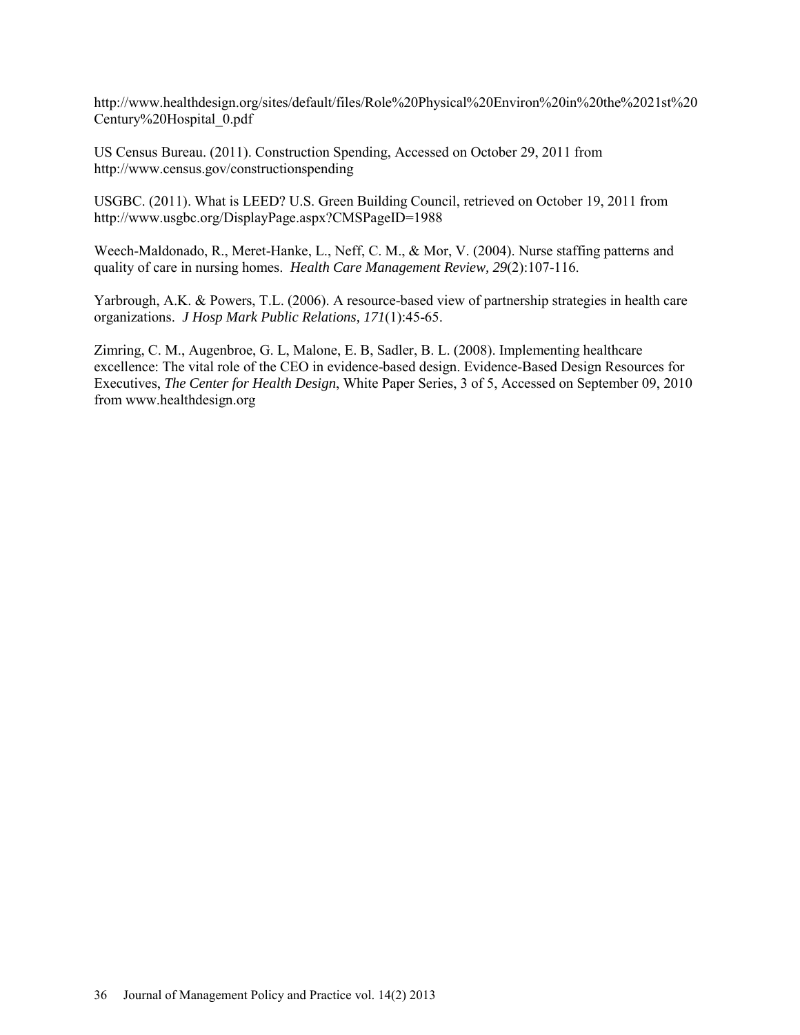http://www.healthdesign.org/sites/default/files/Role%20Physical%20Environ%20in%20the%2021st%20Century%20Hospital_0.pdf

US Census Bureau. (2011). Construction Spending, Accessed on October 29, 2011 from http://www.census.gov/constructionspending

USGBC. (2011). What is LEED? U.S. Green Building Council, retrieved on October 19, 2011 from http://www.usgbc.org/DisplayPage.aspx?CMSPageID=1988

Weech-Maldonado, R., Meret-Hanke, L., Neff, C. M., & Mor, V. (2004). Nurse staffing patterns and quality of care in nursing homes. *Health Care Management Review, 29*(2):107-116.

Yarbrough, A.K. & Powers, T.L. (2006). A resource-based view of partnership strategies in health care organizations. *J Hosp Mark Public Relations, 171*(1):45-65.

Zimring, C. M., Augenbroe, G. L, Malone, E. B, Sadler, B. L. (2008). Implementing healthcare excellence: The vital role of the CEO in evidence-based design. Evidence-Based Design Resources for Executives, *The Center for Health Design*, White Paper Series, 3 of 5, Accessed on September 09, 2010 from www.healthdesign.org